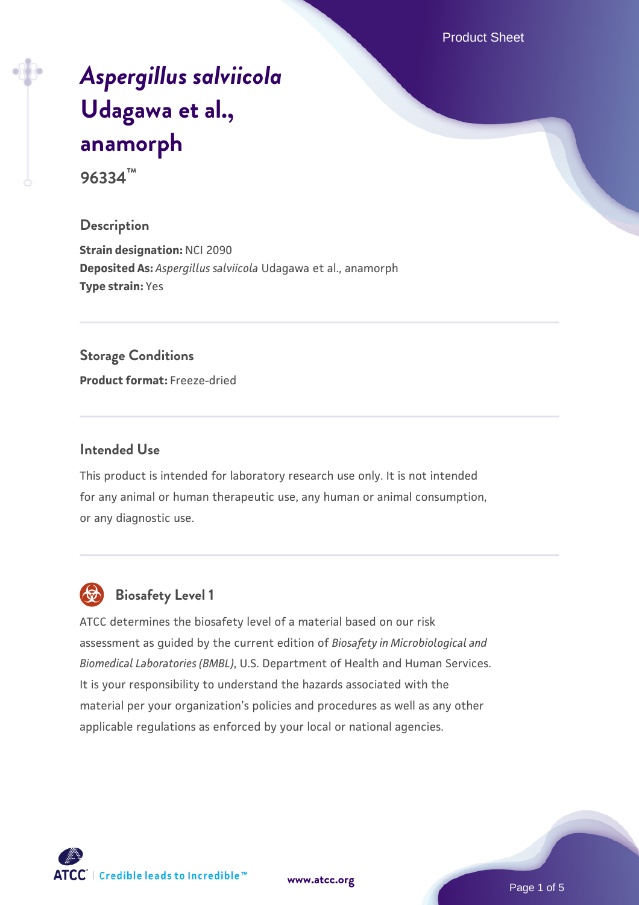# *Aspergillus salviicola* Udagawa et al., anamorph

**96334™**

## Description

**Strain designation:** NCI 2090
**Deposited As:** *Aspergillus salviicola* Udagawa et al., anamorph
**Type strain:** Yes

## Storage Conditions

**Product format:** Freeze-dried

## Intended Use

This product is intended for laboratory research use only. It is not intended for any animal or human therapeutic use, any human or animal consumption, or any diagnostic use.

## Biosafety Level 1

ATCC determines the biosafety level of a material based on our risk assessment as guided by the current edition of *Biosafety in Microbiological and Biomedical Laboratories (BMBL)*, U.S. Department of Health and Human Services. It is your responsibility to understand the hazards associated with the material per your organization's policies and procedures as well as any other applicable regulations as enforced by your local or national agencies.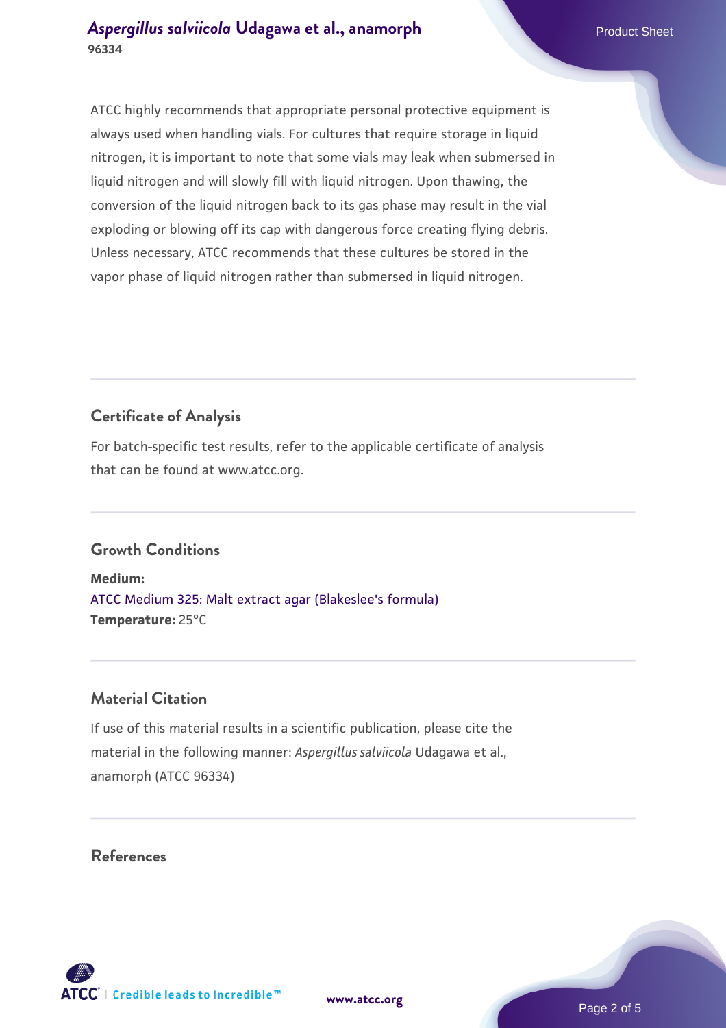ATCC highly recommends that appropriate personal protective equipment is always used when handling vials. For cultures that require storage in liquid nitrogen, it is important to note that some vials may leak when submersed in liquid nitrogen and will slowly fill with liquid nitrogen. Upon thawing, the conversion of the liquid nitrogen back to its gas phase may result in the vial exploding or blowing off its cap with dangerous force creating flying debris. Unless necessary, ATCC recommends that these cultures be stored in the vapor phase of liquid nitrogen rather than submersed in liquid nitrogen.

## Certificate of Analysis

For batch-specific test results, refer to the applicable certificate of analysis that can be found at www.atcc.org.

## Growth Conditions

**Medium:**
ATCC Medium 325: Malt extract agar (Blakeslee's formula)
**Temperature:** 25°C

## Material Citation

If use of this material results in a scientific publication, please cite the material in the following manner: *Aspergillus salviicola* Udagawa et al., anamorph (ATCC 96334)

## References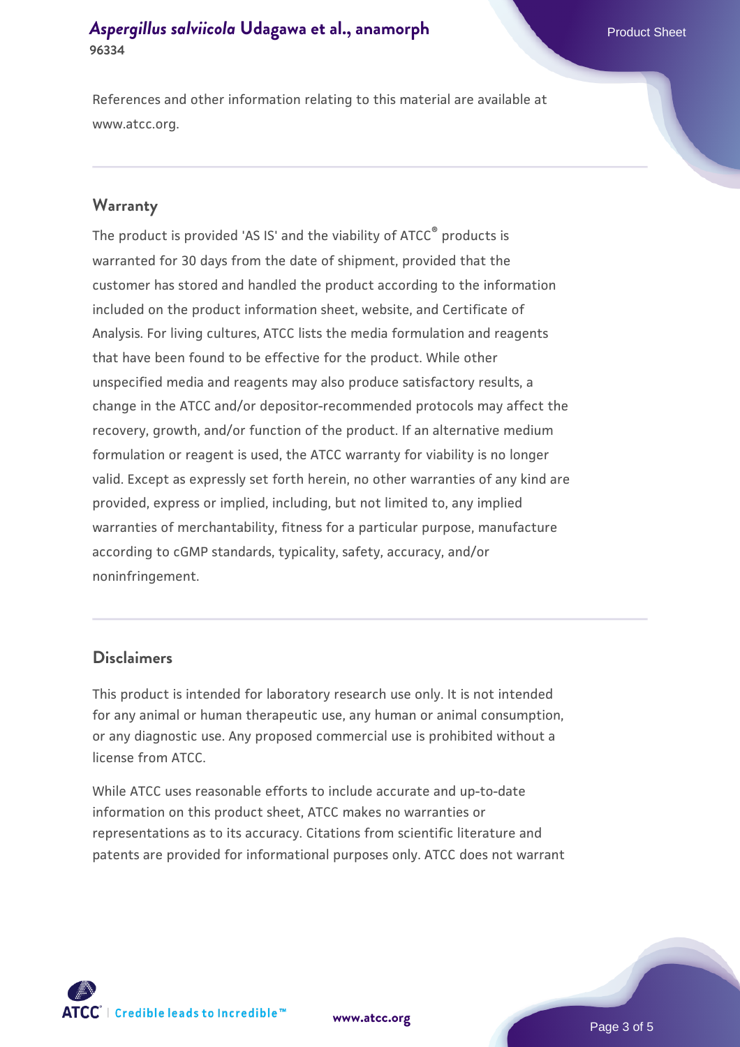References and other information relating to this material are available at www.atcc.org.

## Warranty

The product is provided 'AS IS' and the viability of ATCC® products is warranted for 30 days from the date of shipment, provided that the customer has stored and handled the product according to the information included on the product information sheet, website, and Certificate of Analysis. For living cultures, ATCC lists the media formulation and reagents that have been found to be effective for the product. While other unspecified media and reagents may also produce satisfactory results, a change in the ATCC and/or depositor-recommended protocols may affect the recovery, growth, and/or function of the product. If an alternative medium formulation or reagent is used, the ATCC warranty for viability is no longer valid. Except as expressly set forth herein, no other warranties of any kind are provided, express or implied, including, but not limited to, any implied warranties of merchantability, fitness for a particular purpose, manufacture according to cGMP standards, typicality, safety, accuracy, and/or noninfringement.

## Disclaimers

This product is intended for laboratory research use only. It is not intended for any animal or human therapeutic use, any human or animal consumption, or any diagnostic use. Any proposed commercial use is prohibited without a license from ATCC.

While ATCC uses reasonable efforts to include accurate and up-to-date information on this product sheet, ATCC makes no warranties or representations as to its accuracy. Citations from scientific literature and patents are provided for informational purposes only. ATCC does not warrant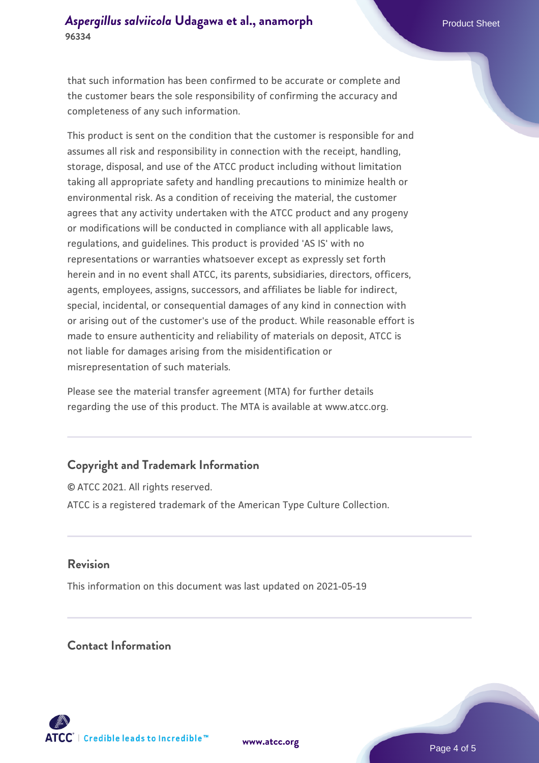that such information has been confirmed to be accurate or complete and the customer bears the sole responsibility of confirming the accuracy and completeness of any such information.

This product is sent on the condition that the customer is responsible for and assumes all risk and responsibility in connection with the receipt, handling, storage, disposal, and use of the ATCC product including without limitation taking all appropriate safety and handling precautions to minimize health or environmental risk. As a condition of receiving the material, the customer agrees that any activity undertaken with the ATCC product and any progeny or modifications will be conducted in compliance with all applicable laws, regulations, and guidelines. This product is provided 'AS IS' with no representations or warranties whatsoever except as expressly set forth herein and in no event shall ATCC, its parents, subsidiaries, directors, officers, agents, employees, assigns, successors, and affiliates be liable for indirect, special, incidental, or consequential damages of any kind in connection with or arising out of the customer's use of the product. While reasonable effort is made to ensure authenticity and reliability of materials on deposit, ATCC is not liable for damages arising from the misidentification or misrepresentation of such materials.

Please see the material transfer agreement (MTA) for further details regarding the use of this product. The MTA is available at www.atcc.org.

## Copyright and Trademark Information

© ATCC 2021. All rights reserved.

ATCC is a registered trademark of the American Type Culture Collection.

## Revision

This information on this document was last updated on 2021-05-19

## Contact Information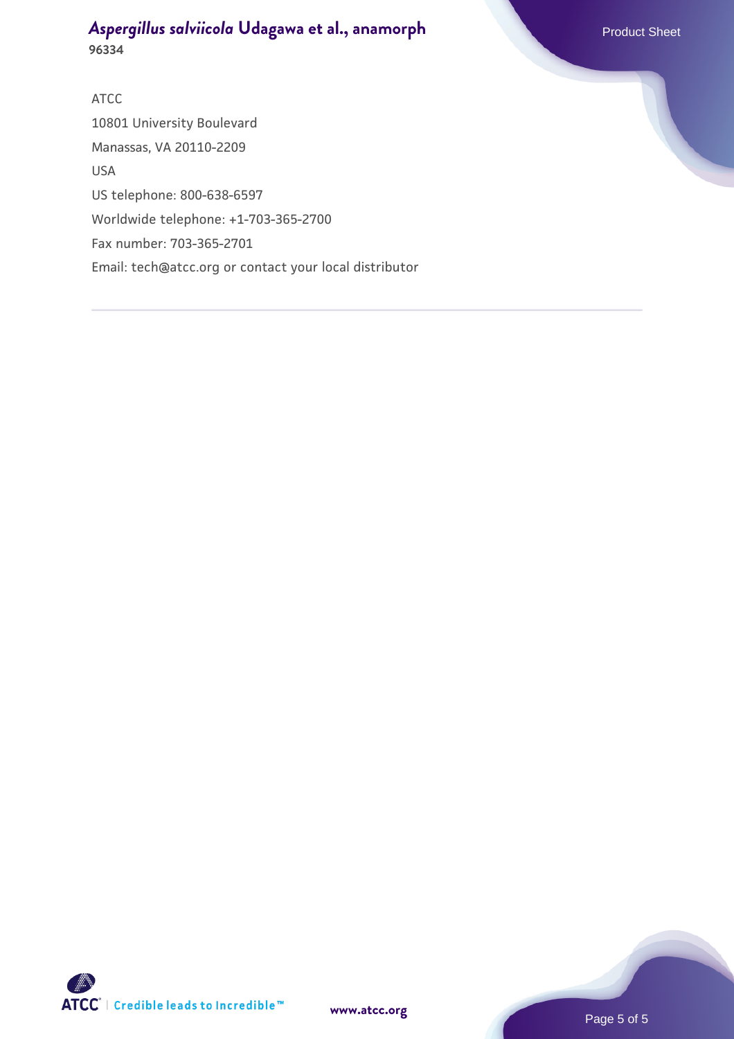ATCC

10801 University Boulevard

Manassas, VA 20110-2209

USA

US telephone: 800-638-6597

Worldwide telephone: +1-703-365-2700

Fax number: 703-365-2701

Email: tech@atcc.org or contact your local distributor